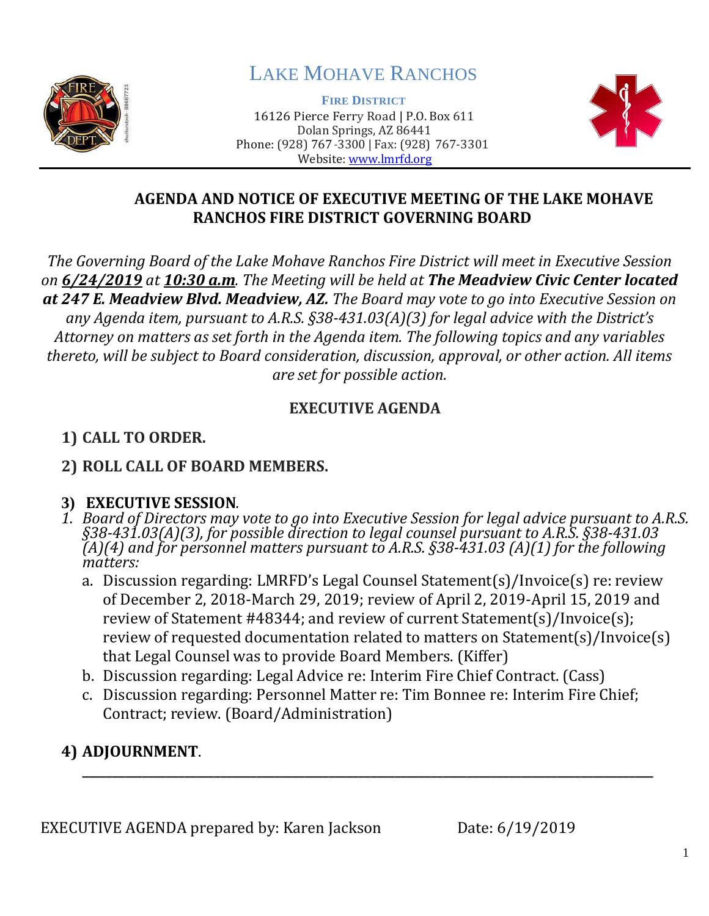# LAKE MOHAVE RANCHOS

**FIRE DISTRICT**
16126 Pierce Ferry Road | P.O. Box 611
Dolan Springs, AZ 86441
Phone: (928) 767-3300 | Fax: (928) 767-3301
Website: www.lmrfd.org

## AGENDA AND NOTICE OF EXECUTIVE MEETING OF THE LAKE MOHAVE RANCHOS FIRE DISTRICT GOVERNING BOARD

*The Governing Board of the Lake Mohave Ranchos Fire District will meet in Executive Session on* ***6/24/2019*** *at* ***10:30 a.m****. The Meeting will be held at* ***The Meadview Civic Center located at 247 E. Meadview Blvd. Meadview, AZ.*** *The Board may vote to go into Executive Session on any Agenda item, pursuant to A.R.S. §38-431.03(A)(3) for legal advice with the District's Attorney on matters as set forth in the Agenda item. The following topics and any variables thereto, will be subject to Board consideration, discussion, approval, or other action. All items are set for possible action.*

### EXECUTIVE AGENDA

1) **CALL TO ORDER.**

2) **ROLL CALL OF BOARD MEMBERS.**

3) **EXECUTIVE SESSION***.*

1. *Board of Directors may vote to go into Executive Session for legal advice pursuant to A.R.S. §38-431.03(A)(3), for possible direction to legal counsel pursuant to A.R.S. §38-431.03 (A)(4) and for personnel matters pursuant to A.R.S. §38-431.03 (A)(1) for the following matters:*
   a. Discussion regarding: LMRFD's Legal Counsel Statement(s)/Invoice(s) re: review of December 2, 2018-March 29, 2019; review of April 2, 2019-April 15, 2019 and review of Statement #48344; and review of current Statement(s)/Invoice(s); review of requested documentation related to matters on Statement(s)/Invoice(s) that Legal Counsel was to provide Board Members. (Kiffer)
   b. Discussion regarding: Legal Advice re: Interim Fire Chief Contract. (Cass)
   c. Discussion regarding: Personnel Matter re: Tim Bonnee re: Interim Fire Chief; Contract; review. (Board/Administration)

4) **ADJOURNMENT**.

---

EXECUTIVE AGENDA prepared by: Karen Jackson Date: 6/19/2019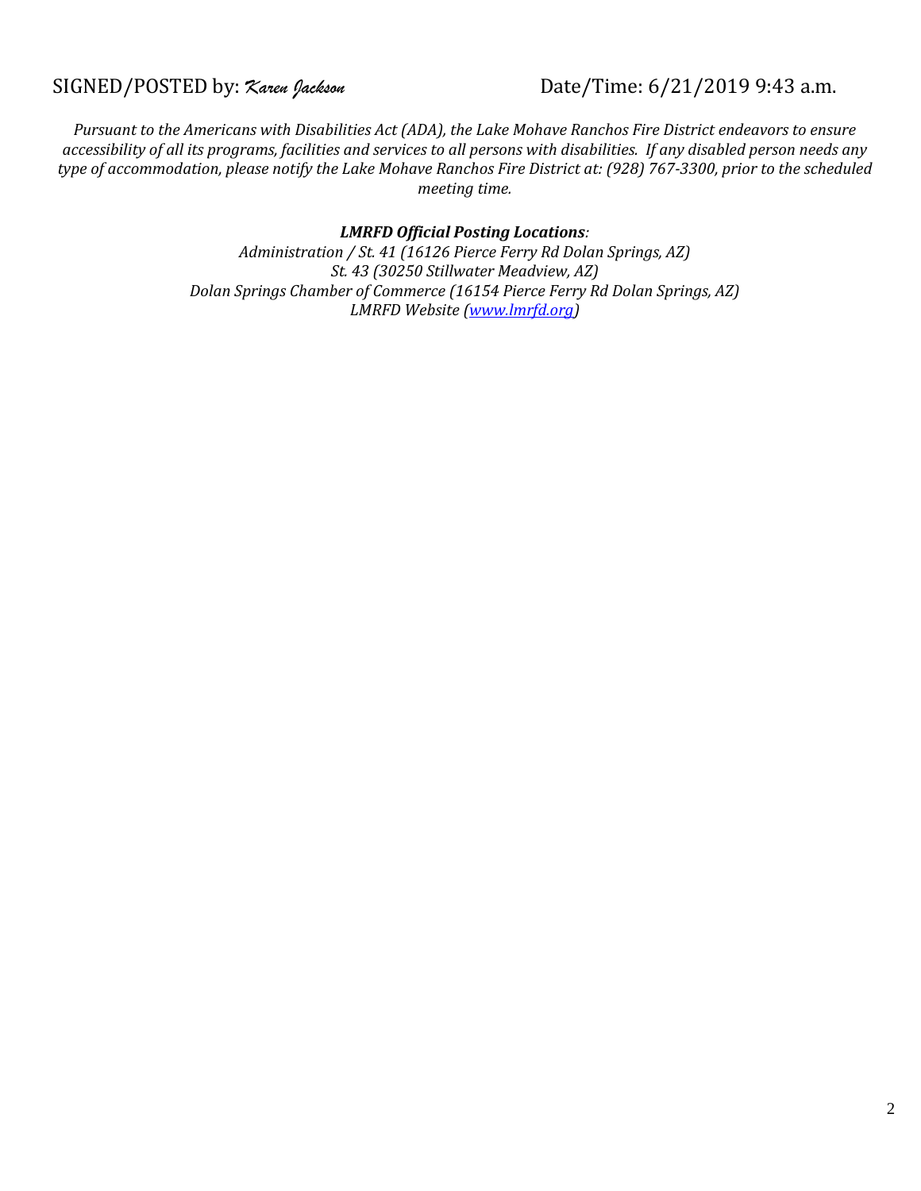SIGNED/POSTED by: *Karen Jackson* Date/Time: 6/21/2019 9:43 a.m.

*Pursuant to the Americans with Disabilities Act (ADA), the Lake Mohave Ranchos Fire District endeavors to ensure accessibility of all its programs, facilities and services to all persons with disabilities. If any disabled person needs any type of accommodation, please notify the Lake Mohave Ranchos Fire District at: (928) 767-3300, prior to the scheduled meeting time.*

***LMRFD Official Posting Locations**:*

*Administration / St. 41 (16126 Pierce Ferry Rd Dolan Springs, AZ)*
*St. 43 (30250 Stillwater Meadview, AZ)*
*Dolan Springs Chamber of Commerce (16154 Pierce Ferry Rd Dolan Springs, AZ)*
*LMRFD Website ([www.lmrfd.org](http://www.lmrfd.org))*